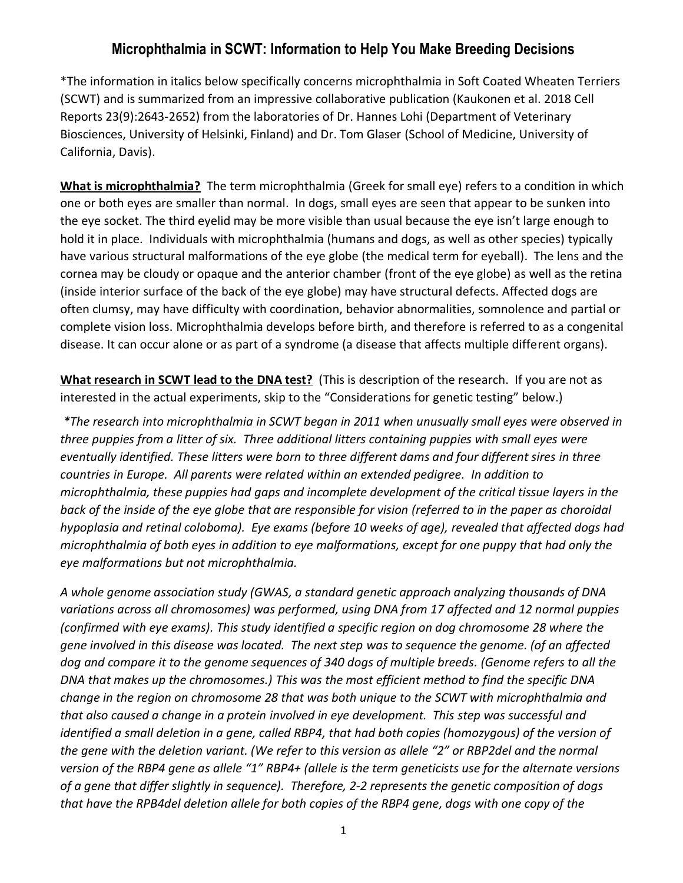# Microphthalmia in SCWT: Information to Help You Make Breeding Decisions

*The information in italics below specifically concerns microphthalmia in Soft Coated Wheaten Terriers (SCWT) and is summarized from an impressive collaborative publication (Kaukonen et al. 2018 Cell Reports 23(9):2643-2652) from the laboratories of Dr. Hannes Lohi (Department of Veterinary Biosciences, University of Helsinki, Finland) and Dr. Tom Glaser (School of Medicine, University of California, Davis).

**What is microphthalmia?** The term microphthalmia (Greek for small eye) refers to a condition in which one or both eyes are smaller than normal. In dogs, small eyes are seen that appear to be sunken into the eye socket. The third eyelid may be more visible than usual because the eye isn't large enough to hold it in place. Individuals with microphthalmia (humans and dogs, as well as other species) typically have various structural malformations of the eye globe (the medical term for eyeball). The lens and the cornea may be cloudy or opaque and the anterior chamber (front of the eye globe) as well as the retina (inside interior surface of the back of the eye globe) may have structural defects. Affected dogs are often clumsy, may have difficulty with coordination, behavior abnormalities, somnolence and partial or complete vision loss. Microphthalmia develops before birth, and therefore is referred to as a congenital disease. It can occur alone or as part of a syndrome (a disease that affects multiple different organs).

**What research in SCWT lead to the DNA test?** (This is description of the research. If you are not as interested in the actual experiments, skip to the "Considerations for genetic testing" below.)

*\*The research into microphthalmia in SCWT began in 2011 when unusually small eyes were observed in three puppies from a litter of six. Three additional litters containing puppies with small eyes were eventually identified. These litters were born to three different dams and four different sires in three countries in Europe. All parents were related within an extended pedigree. In addition to microphthalmia, these puppies had gaps and incomplete development of the critical tissue layers in the back of the inside of the eye globe that are responsible for vision (referred to in the paper as choroidal hypoplasia and retinal coloboma). Eye exams (before 10 weeks of age), revealed that affected dogs had microphthalmia of both eyes in addition to eye malformations, except for one puppy that had only the eye malformations but not microphthalmia.*

*A whole genome association study (GWAS, a standard genetic approach analyzing thousands of DNA variations across all chromosomes) was performed, using DNA from 17 affected and 12 normal puppies (confirmed with eye exams). This study identified a specific region on dog chromosome 28 where the gene involved in this disease was located. The next step was to sequence the genome. (of an affected dog and compare it to the genome sequences of 340 dogs of multiple breeds. (Genome refers to all the DNA that makes up the chromosomes.) This was the most efficient method to find the specific DNA change in the region on chromosome 28 that was both unique to the SCWT with microphthalmia and that also caused a change in a protein involved in eye development. This step was successful and identified a small deletion in a gene, called RBP4, that had both copies (homozygous) of the version of the gene with the deletion variant. (We refer to this version as allele "2" or RBP2del and the normal version of the RBP4 gene as allele "1" RBP4+ (allele is the term geneticists use for the alternate versions of a gene that differ slightly in sequence). Therefore, 2-2 represents the genetic composition of dogs that have the RPB4del deletion allele for both copies of the RBP4 gene, dogs with one copy of the*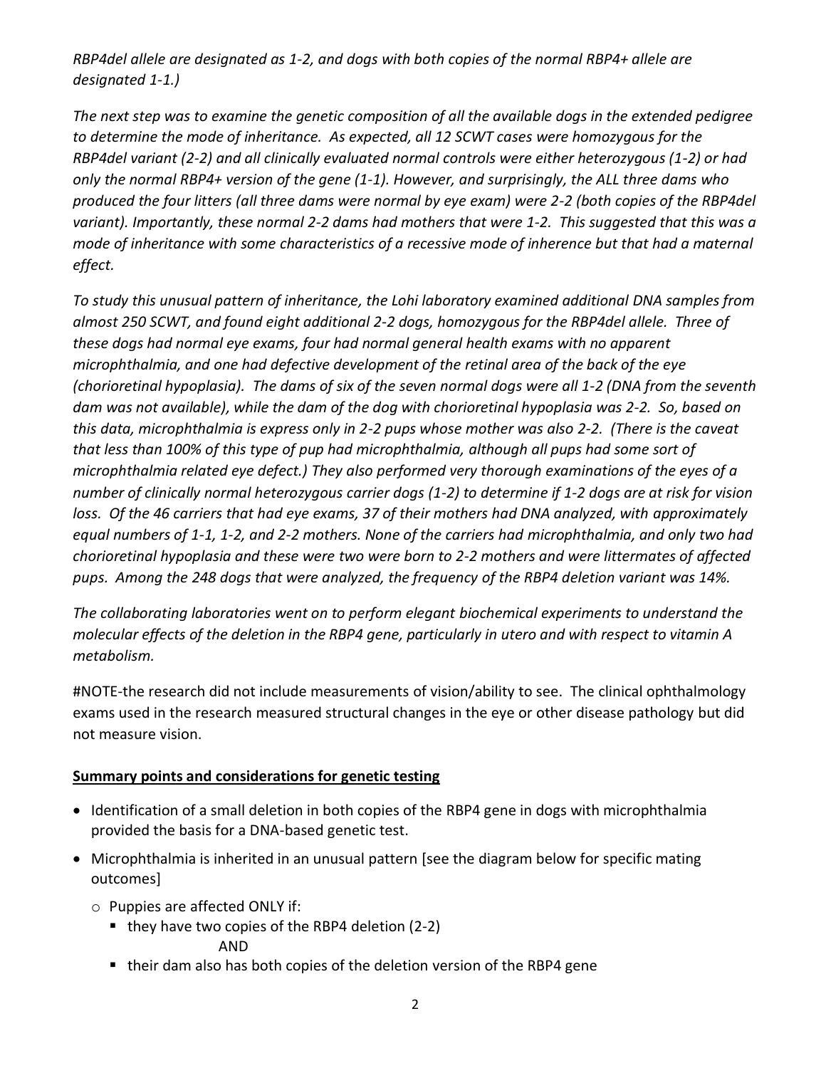*RBP4del allele are designated as 1-2, and dogs with both copies of the normal RBP4+ allele are designated 1-1.)*

*The next step was to examine the genetic composition of all the available dogs in the extended pedigree to determine the mode of inheritance. As expected, all 12 SCWT cases were homozygous for the RBP4del variant (2-2) and all clinically evaluated normal controls were either heterozygous (1-2) or had only the normal RBP4+ version of the gene (1-1). However, and surprisingly, the ALL three dams who produced the four litters (all three dams were normal by eye exam) were 2-2 (both copies of the RBP4del variant). Importantly, these normal 2-2 dams had mothers that were 1-2. This suggested that this was a mode of inheritance with some characteristics of a recessive mode of inherence but that had a maternal effect.*

*To study this unusual pattern of inheritance, the Lohi laboratory examined additional DNA samples from almost 250 SCWT, and found eight additional 2-2 dogs, homozygous for the RBP4del allele. Three of these dogs had normal eye exams, four had normal general health exams with no apparent microphthalmia, and one had defective development of the retinal area of the back of the eye (chorioretinal hypoplasia). The dams of six of the seven normal dogs were all 1-2 (DNA from the seventh dam was not available), while the dam of the dog with chorioretinal hypoplasia was 2-2. So, based on this data, microphthalmia is express only in 2-2 pups whose mother was also 2-2. (There is the caveat that less than 100% of this type of pup had microphthalmia, although all pups had some sort of microphthalmia related eye defect.) They also performed very thorough examinations of the eyes of a number of clinically normal heterozygous carrier dogs (1-2) to determine if 1-2 dogs are at risk for vision loss. Of the 46 carriers that had eye exams, 37 of their mothers had DNA analyzed, with approximately equal numbers of 1-1, 1-2, and 2-2 mothers. None of the carriers had microphthalmia, and only two had chorioretinal hypoplasia and these were two were born to 2-2 mothers and were littermates of affected pups. Among the 248 dogs that were analyzed, the frequency of the RBP4 deletion variant was 14%.*

*The collaborating laboratories went on to perform elegant biochemical experiments to understand the molecular effects of the deletion in the RBP4 gene, particularly in utero and with respect to vitamin A metabolism.*

#NOTE-the research did not include measurements of vision/ability to see. The clinical ophthalmology exams used in the research measured structural changes in the eye or other disease pathology but did not measure vision.

**Summary points and considerations for genetic testing**

- Identification of a small deletion in both copies of the RBP4 gene in dogs with microphthalmia provided the basis for a DNA-based genetic test.
- Microphthalmia is inherited in an unusual pattern [see the diagram below for specific mating outcomes]
  - Puppies are affected ONLY if:
    - they have two copies of the RBP4 deletion (2-2)

      AND
    - their dam also has both copies of the deletion version of the RBP4 gene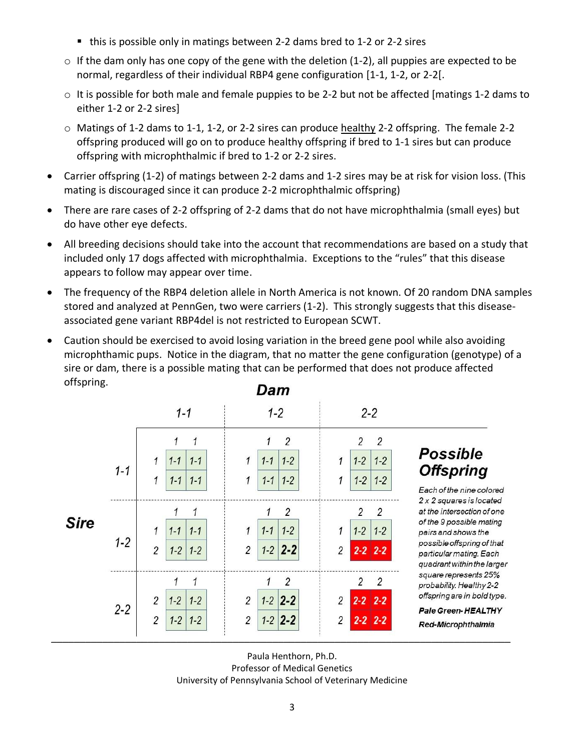- this is possible only in matings between 2-2 dams bred to 1-2 or 2-2 sires
  - If the dam only has one copy of the gene with the deletion (1-2), all puppies are expected to be normal, regardless of their individual RBP4 gene configuration [1-1, 1-2, or 2-2[.
  - It is possible for both male and female puppies to be 2-2 but not be affected [matings 1-2 dams to either 1-2 or 2-2 sires]
  - Matings of 1-2 dams to 1-1, 1-2, or 2-2 sires can produce healthy 2-2 offspring. The female 2-2 offspring produced will go on to produce healthy offspring if bred to 1-1 sires but can produce offspring with microphthalmic if bred to 1-2 or 2-2 sires.
- Carrier offspring (1-2) of matings between 2-2 dams and 1-2 sires may be at risk for vision loss. (This mating is discouraged since it can produce 2-2 microphthalmic offspring)
- There are rare cases of 2-2 offspring of 2-2 dams that do not have microphthalmia (small eyes) but do have other eye defects.
- All breeding decisions should take into the account that recommendations are based on a study that included only 17 dogs affected with microphthalmia. Exceptions to the "rules" that this disease appears to follow may appear over time.
- The frequency of the RBP4 deletion allele in North America is not known. Of 20 random DNA samples stored and analyzed at PennGen, two were carriers (1-2). This strongly suggests that this disease-associated gene variant RBP4del is not restricted to European SCWT.
- Caution should be exercised to avoid losing variation in the breed gene pool while also avoiding microphthamic pups. Notice in the diagram, that no matter the gene configuration (genotype) of a sire or dam, there is a possible mating that can be performed that does not produce affected offspring.

| Sire \ Dam | 1-1 | 1-2 | 2-2 |
|---|---|---|---|
| 1-1 | 1-1, 1-1, 1-1, 1-1 | 1-1, 1-2, 1-1, 1-2 | 1-2, 1-2, 1-2, 1-2 |
| 1-2 | 1-1, 1-1, 1-2, 1-2 | 1-1, 1-2, 1-2, **2-2** | 1-2, 1-2, 2-2 (red), 2-2 (red) |
| 2-2 | 1-2, 1-2, 1-2, 1-2 | 1-2, **2-2**, 1-2, **2-2** | 2-2 (red), 2-2 (red), 2-2 (red), 2-2 (red) |

***Possible Offspring***

*Each of the nine colored 2 x 2 squares is located at the intersection of one of the 9 possible mating pairs and shows the possible offspring of that particular mating. Each quadrant within the larger square represents 25% probability. Healthy 2-2 offspring are in bold type.*

***Pale Green- HEALTHY***

***Red-Microphthalmia***

Paula Henthorn, Ph.D.
Professor of Medical Genetics
University of Pennsylvania School of Veterinary Medicine